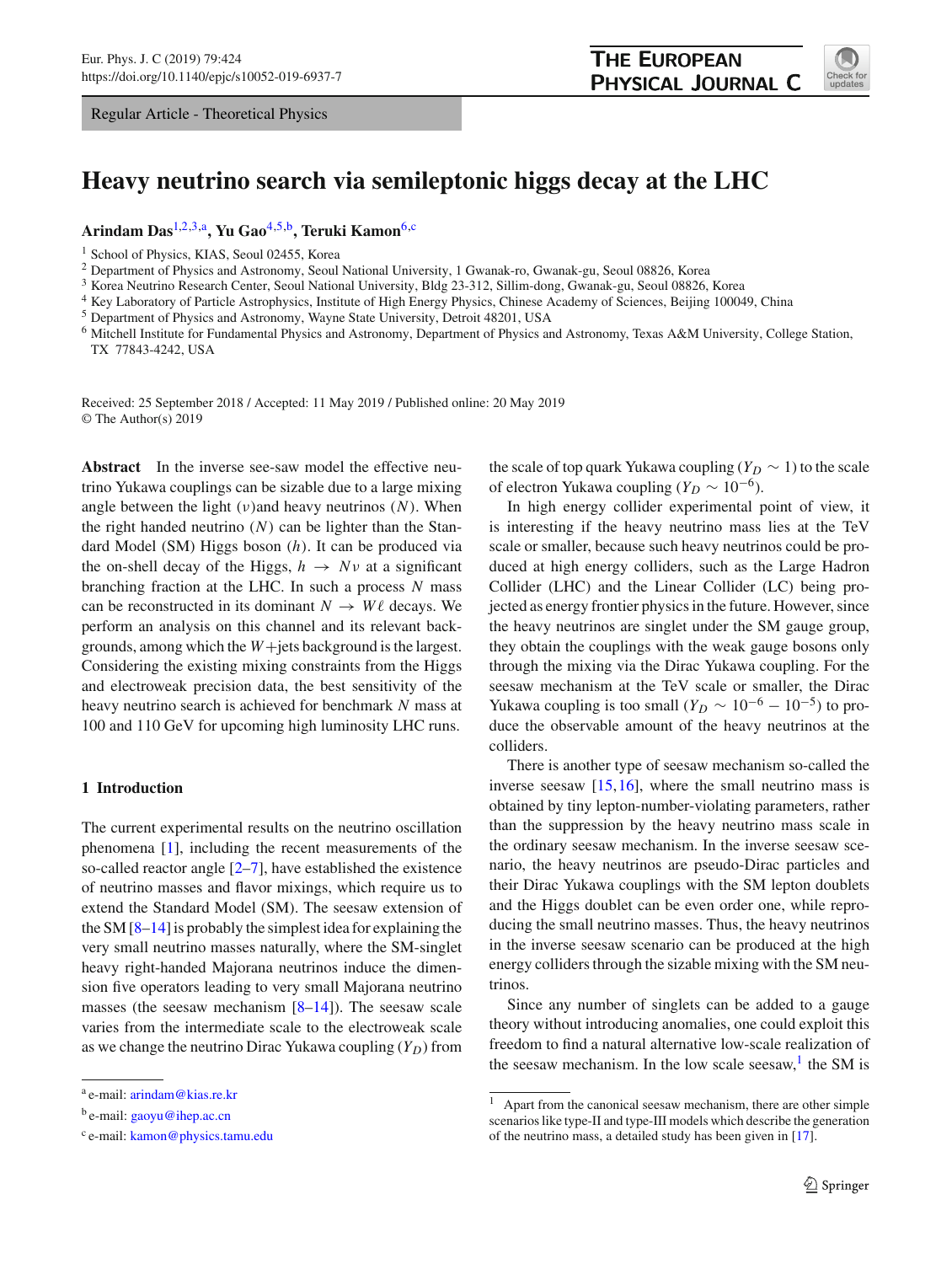Regular Article - Theoretical Physics

# Heavy neutrino search via semileptonic higgs decay at the LHC

**Arindam Das**[1,2,3,a], **Yu Gao**[4,5,b], **Teruki Kamon**[6,c]

[1] School of Physics, KIAS, Seoul 02455, Korea
[2] Department of Physics and Astronomy, Seoul National University, 1 Gwanak-ro, Gwanak-gu, Seoul 08826, Korea
[3] Korea Neutrino Research Center, Seoul National University, Bldg 23-312, Sillim-dong, Gwanak-gu, Seoul 08826, Korea
[4] Key Laboratory of Particle Astrophysics, Institute of High Energy Physics, Chinese Academy of Sciences, Beijing 100049, China
[5] Department of Physics and Astronomy, Wayne State University, Detroit 48201, USA
[6] Mitchell Institute for Fundamental Physics and Astronomy, Department of Physics and Astronomy, Texas A&M University, College Station, TX 77843-4242, USA

Received: 25 September 2018 / Accepted: 11 May 2019 / Published online: 20 May 2019
© The Author(s) 2019

**Abstract** In the inverse see-saw model the effective neutrino Yukawa couplings can be sizable due to a large mixing angle between the light ($\nu$)and heavy neutrinos ($N$). When the right handed neutrino ($N$) can be lighter than the Standard Model (SM) Higgs boson ($h$). It can be produced via the on-shell decay of the Higgs, $h \rightarrow N\nu$ at a significant branching fraction at the LHC. In such a process $N$ mass can be reconstructed in its dominant $N \rightarrow W\ell$ decays. We perform an analysis on this channel and its relevant backgrounds, among which the $W$+jets background is the largest. Considering the existing mixing constraints from the Higgs and electroweak precision data, the best sensitivity of the heavy neutrino search is achieved for benchmark $N$ mass at 100 and 110 GeV for upcoming high luminosity LHC runs.

## 1 Introduction

The current experimental results on the neutrino oscillation phenomena [1], including the recent measurements of the so-called reactor angle [2–7], have established the existence of neutrino masses and flavor mixings, which require us to extend the Standard Model (SM). The seesaw extension of the SM [8–14] is probably the simplest idea for explaining the very small neutrino masses naturally, where the SM-singlet heavy right-handed Majorana neutrinos induce the dimension five operators leading to very small Majorana neutrino masses (the seesaw mechanism [8–14]). The seesaw scale varies from the intermediate scale to the electroweak scale as we change the neutrino Dirac Yukawa coupling ($Y_D$) from the scale of top quark Yukawa coupling ($Y_D \sim 1$) to the scale of electron Yukawa coupling ($Y_D \sim 10^{-6}$).

In high energy collider experimental point of view, it is interesting if the heavy neutrino mass lies at the TeV scale or smaller, because such heavy neutrinos could be produced at high energy colliders, such as the Large Hadron Collider (LHC) and the Linear Collider (LC) being projected as energy frontier physics in the future. However, since the heavy neutrinos are singlet under the SM gauge group, they obtain the couplings with the weak gauge bosons only through the mixing via the Dirac Yukawa coupling. For the seesaw mechanism at the TeV scale or smaller, the Dirac Yukawa coupling is too small ($Y_D \sim 10^{-6} - 10^{-5}$) to produce the observable amount of the heavy neutrinos at the colliders.

There is another type of seesaw mechanism so-called the inverse seesaw [15,16], where the small neutrino mass is obtained by tiny lepton-number-violating parameters, rather than the suppression by the heavy neutrino mass scale in the ordinary seesaw mechanism. In the inverse seesaw scenario, the heavy neutrinos are pseudo-Dirac particles and their Dirac Yukawa couplings with the SM lepton doublets and the Higgs doublet can be even order one, while reproducing the small neutrino masses. Thus, the heavy neutrinos in the inverse seesaw scenario can be produced at the high energy colliders through the sizable mixing with the SM neutrinos.

Since any number of singlets can be added to a gauge theory without introducing anomalies, one could exploit this freedom to find a natural alternative low-scale realization of the seesaw mechanism. In the low scale seesaw,[1] the SM is

---

[a] e-mail: arindam@kias.re.kr
[b] e-mail: gaoyu@ihep.ac.cn
[c] e-mail: kamon@physics.tamu.edu

[1] Apart from the canonical seesaw mechanism, there are other simple scenarios like type-II and type-III models which describe the generation of the neutrino mass, a detailed study has been given in [17].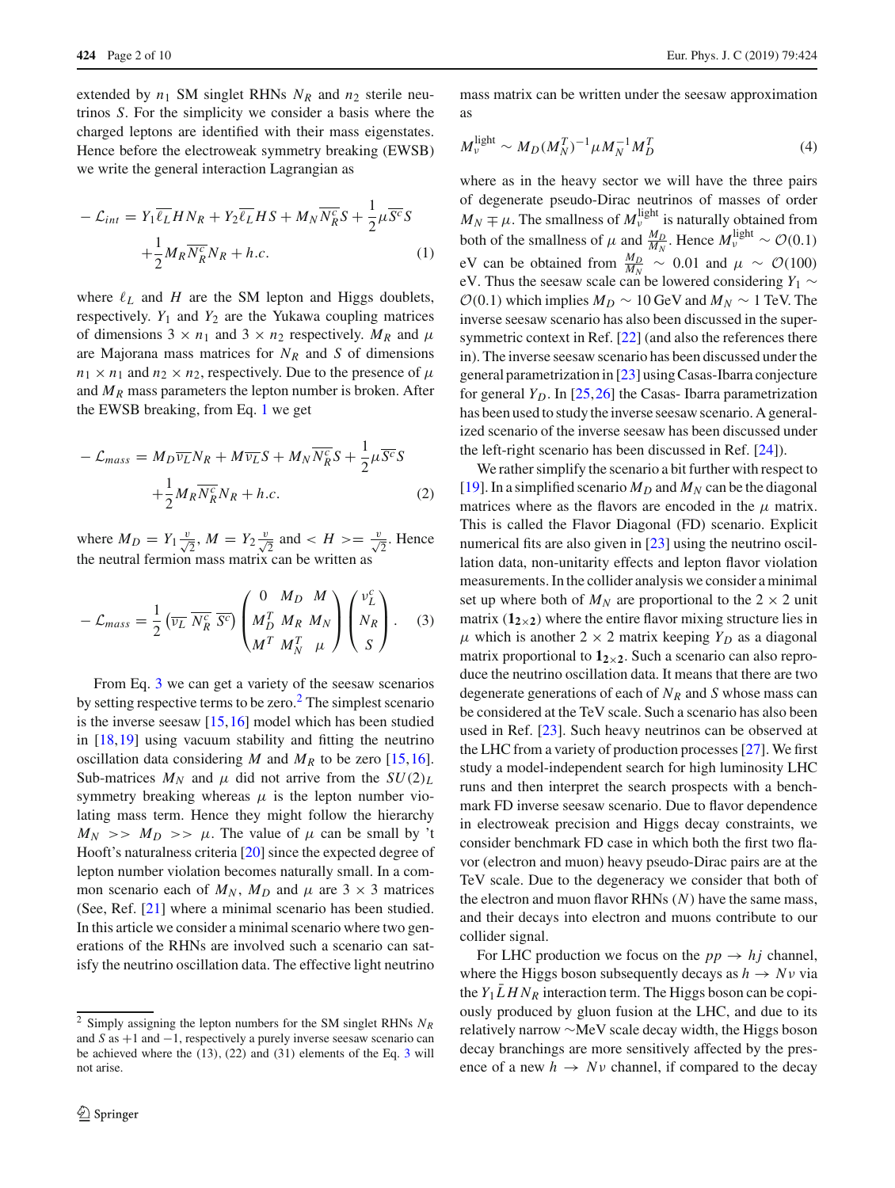extended by $n_1$ SM singlet RHNs $N_R$ and $n_2$ sterile neutrinos $S$. For the simplicity we consider a basis where the charged leptons are identified with their mass eigenstates. Hence before the electroweak symmetry breaking (EWSB) we write the general interaction Lagrangian as

$$
\begin{aligned}
-\mathcal{L}_{int} = & Y_1 \overline{\ell_L} H N_R + Y_2 \overline{\ell_L} H S + M_N \overline{N_R^c} S + \frac{1}{2}\mu \overline{S^c} S \\
& + \frac{1}{2} M_R \overline{N_R^c} N_R + h.c.
\end{aligned}
\tag{1}
$$

where $\ell_L$ and $H$ are the SM lepton and Higgs doublets, respectively. $Y_1$ and $Y_2$ are the Yukawa coupling matrices of dimensions $3 \times n_1$ and $3 \times n_2$ respectively. $M_R$ and $\mu$ are Majorana mass matrices for $N_R$ and $S$ of dimensions $n_1 \times n_1$ and $n_2 \times n_2$, respectively. Due to the presence of $\mu$ and $M_R$ mass parameters the lepton number is broken. After the EWSB breaking, from Eq. 1 we get

$$
\begin{aligned}
-\mathcal{L}_{mass} = & M_D \overline{\nu_L} N_R + M \overline{\nu_L} S + M_N \overline{N_R^c} S + \frac{1}{2}\mu \overline{S^c} S \\
& + \frac{1}{2} M_R \overline{N_R^c} N_R + h.c.
\end{aligned}
\tag{2}
$$

where $M_D = Y_1 \frac{v}{\sqrt{2}}$, $M = Y_2 \frac{v}{\sqrt{2}}$ and $< H >= \frac{v}{\sqrt{2}}$. Hence the neutral fermion mass matrix can be written as

$$
-\mathcal{L}_{mass} = \frac{1}{2} \begin{pmatrix} \overline{\nu_L} & \overline{N_R^c} & \overline{S^c} \end{pmatrix} \begin{pmatrix} 0 & M_D & M \\ M_D^T & M_R & M_N \\ M^T & M_N^T & \mu \end{pmatrix} \begin{pmatrix} \nu_L^c \\ N_R \\ S \end{pmatrix}. \tag{3}
$$

From Eq. 3 we can get a variety of the seesaw scenarios by setting respective terms to be zero.[2] The simplest scenario is the inverse seesaw [15,16] model which has been studied in [18,19] using vacuum stability and fitting the neutrino oscillation data considering $M$ and $M_R$ to be zero [15,16]. Sub-matrices $M_N$ and $\mu$ did not arrive from the $SU(2)_L$ symmetry breaking whereas $\mu$ is the lepton number violating mass term. Hence they might follow the hierarchy $M_N >> M_D >> \mu$. The value of $\mu$ can be small by 't Hooft's naturalness criteria [20] since the expected degree of lepton number violation becomes naturally small. In a common scenario each of $M_N$, $M_D$ and $\mu$ are $3 \times 3$ matrices (See, Ref. [21] where a minimal scenario has been studied. In this article we consider a minimal scenario where two generations of the RHNs are involved such a scenario can satisfy the neutrino oscillation data. The effective light neutrino mass matrix can be written under the seesaw approximation as

$$
M_\nu^{\text{light}} \sim M_D (M_N^T)^{-1} \mu M_N^{-1} M_D^T \tag{4}
$$

where as in the heavy sector we will have the three pairs of degenerate pseudo-Dirac neutrinos of masses of order $M_N \mp \mu$. The smallness of $M_\nu^{\text{light}}$ is naturally obtained from both of the smallness of $\mu$ and $\frac{M_D}{M_N}$. Hence $M_\nu^{\text{light}} \sim \mathcal{O}(0.1)$ eV can be obtained from $\frac{M_D}{M_N} \sim 0.01$ and $\mu \sim \mathcal{O}(100)$ eV. Thus the seesaw scale can be lowered considering $Y_1 \sim \mathcal{O}(0.1)$ which implies $M_D \sim 10$ GeV and $M_N \sim 1$ TeV. The inverse seesaw scenario has also been discussed in the supersymmetric context in Ref. [22] (and also the references there in). The inverse seesaw scenario has been discussed under the general parametrization in [23] using Casas-Ibarra conjecture for general $Y_D$. In [25,26] the Casas- Ibarra parametrization has been used to study the inverse seesaw scenario. A generalized scenario of the inverse seesaw has been discussed under the left-right scenario has been discussed in Ref. [24]).

We rather simplify the scenario a bit further with respect to [19]. In a simplified scenario $M_D$ and $M_N$ can be the diagonal matrices where as the flavors are encoded in the $\mu$ matrix. This is called the Flavor Diagonal (FD) scenario. Explicit numerical fits are also given in [23] using the neutrino oscillation data, non-unitarity effects and lepton flavor violation measurements. In the collider analysis we consider a minimal set up where both of $M_N$ are proportional to the $2 \times 2$ unit matrix ($\mathbf{1_{2\times2}}$) where the entire flavor mixing structure lies in $\mu$ which is another $2 \times 2$ matrix keeping $Y_D$ as a diagonal matrix proportional to $\mathbf{1_{2\times2}}$. Such a scenario can also reproduce the neutrino oscillation data. It means that there are two degenerate generations of each of $N_R$ and $S$ whose mass can be considered at the TeV scale. Such a scenario has also been used in Ref. [23]. Such heavy neutrinos can be observed at the LHC from a variety of production processes [27]. We first study a model-independent search for high luminosity LHC runs and then interpret the search prospects with a benchmark FD inverse seesaw scenario. Due to flavor dependence in electroweak precision and Higgs decay constraints, we consider benchmark FD case in which both the first two flavor (electron and muon) heavy pseudo-Dirac pairs are at the TeV scale. Due to the degeneracy we consider that both of the electron and muon flavor RHNs ($N$) have the same mass, and their decays into electron and muons contribute to our collider signal.

For LHC production we focus on the $pp \to hj$ channel, where the Higgs boson subsequently decays as $h \to N\nu$ via the $Y_1 \bar{L} H N_R$ interaction term. The Higgs boson can be copiously produced by gluon fusion at the LHC, and due to its relatively narrow ~MeV scale decay width, the Higgs boson decay branchings are more sensitively affected by the presence of a new $h \to N\nu$ channel, if compared to the decay

[2] Simply assigning the lepton numbers for the SM singlet RHNs $N_R$ and $S$ as $+1$ and $-1$, respectively a purely inverse seesaw scenario can be achieved where the (13), (22) and (31) elements of the Eq. 3 will not arise.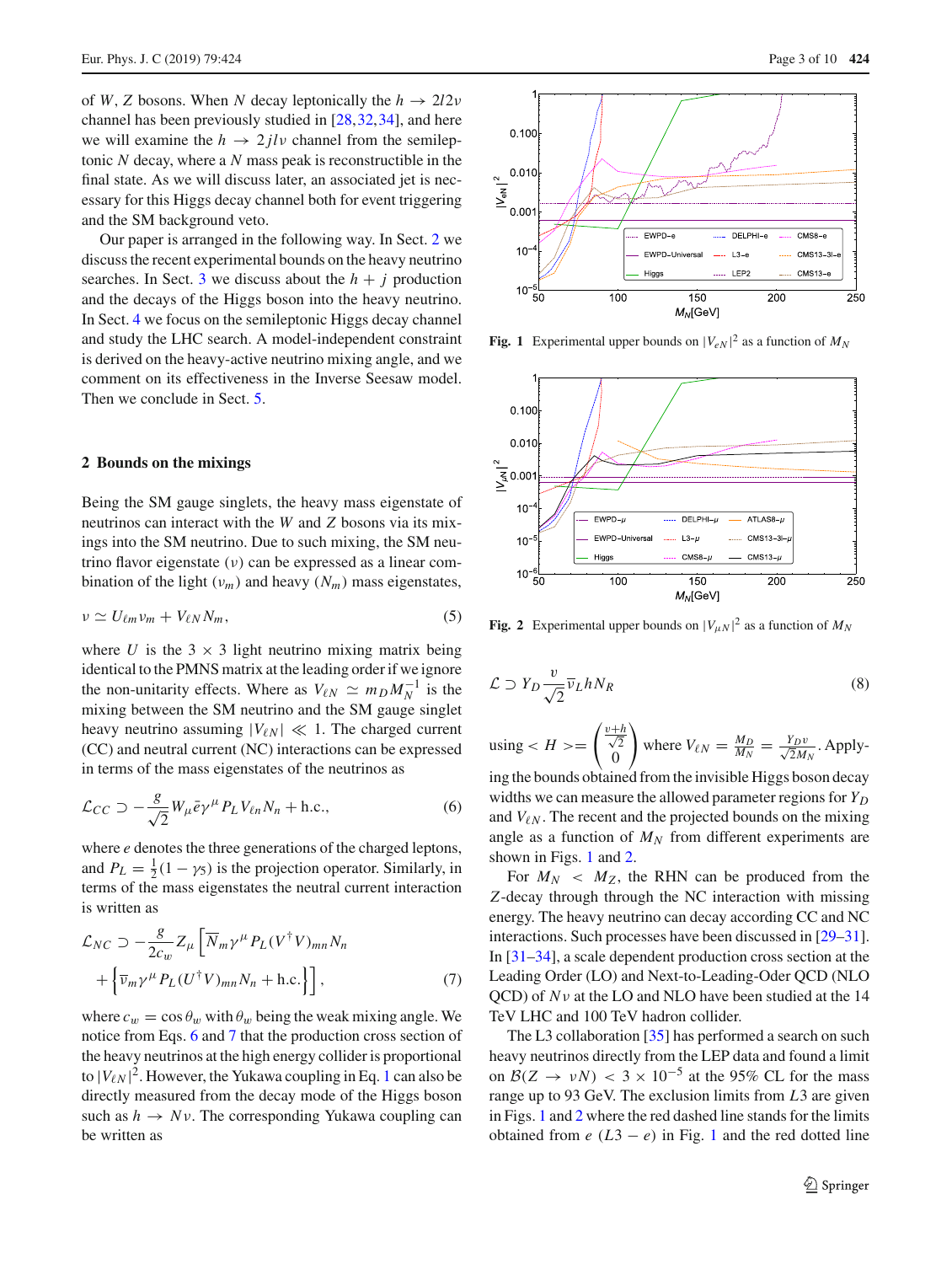of $W$, $Z$ bosons. When $N$ decay leptonically the $h \to 2l2\nu$ channel has been previously studied in [28,32,34], and here we will examine the $h \to 2jl\nu$ channel from the semileptonic $N$ decay, where a $N$ mass peak is reconstructible in the final state. As we will discuss later, an associated jet is necessary for this Higgs decay channel both for event triggering and the SM background veto.

Our paper is arranged in the following way. In Sect. 2 we discuss the recent experimental bounds on the heavy neutrino searches. In Sect. 3 we discuss about the $h + j$ production and the decays of the Higgs boson into the heavy neutrino. In Sect. 4 we focus on the semileptonic Higgs decay channel and study the LHC search. A model-independent constraint is derived on the heavy-active neutrino mixing angle, and we comment on its effectiveness in the Inverse Seesaw model. Then we conclude in Sect. 5.

## 2 Bounds on the mixings

Being the SM gauge singlets, the heavy mass eigenstate of neutrinos can interact with the $W$ and $Z$ bosons via its mixings into the SM neutrino. Due to such mixing, the SM neutrino flavor eigenstate ($\nu$) can be expressed as a linear combination of the light ($\nu_m$) and heavy ($N_m$) mass eigenstates,

$$\nu \simeq U_{\ell m}\nu_m + V_{\ell N} N_m, \tag{5}$$

where $U$ is the $3 \times 3$ light neutrino mixing matrix being identical to the PMNS matrix at the leading order if we ignore the non-unitarity effects. Where as $V_{\ell N} \simeq m_D M_N^{-1}$ is the mixing between the SM neutrino and the SM singlet heavy neutrino assuming $|V_{\ell N}| \ll 1$. The charged current (CC) and neutral current (NC) interactions can be expressed in terms of the mass eigenstates of the neutrinos as

$$\mathcal{L}_{CC} \supset -\frac{g}{\sqrt{2}} W_\mu \bar{e}\gamma^\mu P_L V_{\ell n} N_n + \text{h.c.}, \tag{6}$$

where $e$ denotes the three generations of the charged leptons, and $P_L = \frac{1}{2}(1-\gamma_5)$ is the projection operator. Similarly, in terms of the mass eigenstates the neutral current interaction is written as

$$\mathcal{L}_{NC} \supset -\frac{g}{2c_w} Z_\mu \left[\overline{N}_m \gamma^\mu P_L (V^\dagger V)_{mn} N_n + \left\{\overline{\nu}_m \gamma^\mu P_L (U^\dagger V)_{mn} N_n + \text{h.c.}\right\}\right], \tag{7}$$

where $c_w = \cos\theta_w$ with $\theta_w$ being the weak mixing angle. We notice from Eqs. 6 and 7 that the production cross section of the heavy neutrinos at the high energy collider is proportional to $|V_{\ell N}|^2$. However, the Yukawa coupling in Eq. 1 can also be directly measured from the decay mode of the Higgs boson such as $h \to N\nu$. The corresponding Yukawa coupling can be written as

Fig. 1 Experimental upper bounds on $|V_{eN}|^2$ as a function of $M_N$

Fig. 2 Experimental upper bounds on $|V_{\mu N}|^2$ as a function of $M_N$

$$\mathcal{L} \supset Y_D \frac{v}{\sqrt{2}} \overline{\nu}_L h N_R \tag{8}$$

using $< H > = \begin{pmatrix} \frac{v+h}{\sqrt{2}} \\ 0 \end{pmatrix}$ where $V_{\ell N} = \frac{M_D}{M_N} = \frac{Y_D v}{\sqrt{2} M_N}$. Applying the bounds obtained from the invisible Higgs boson decay widths we can measure the allowed parameter regions for $Y_D$ and $V_{\ell N}$. The recent and the projected bounds on the mixing angle as a function of $M_N$ from different experiments are shown in Figs. 1 and 2.

For $M_N < M_Z$, the RHN can be produced from the $Z$-decay through through the NC interaction with missing energy. The heavy neutrino can decay according CC and NC interactions. Such processes have been discussed in [29–31]. In [31–34], a scale dependent production cross section at the Leading Order (LO) and Next-to-Leading-Oder QCD (NLO QCD) of $N\nu$ at the LO and NLO have been studied at the 14 TeV LHC and 100 TeV hadron collider.

The L3 collaboration [35] has performed a search on such heavy neutrinos directly from the LEP data and found a limit on $\mathcal{B}(Z \to \nu N) < 3 \times 10^{-5}$ at the 95% CL for the mass range up to 93 GeV. The exclusion limits from $L3$ are given in Figs. 1 and 2 where the red dashed line stands for the limits obtained from $e$ ($L3-e$) in Fig. 1 and the red dotted line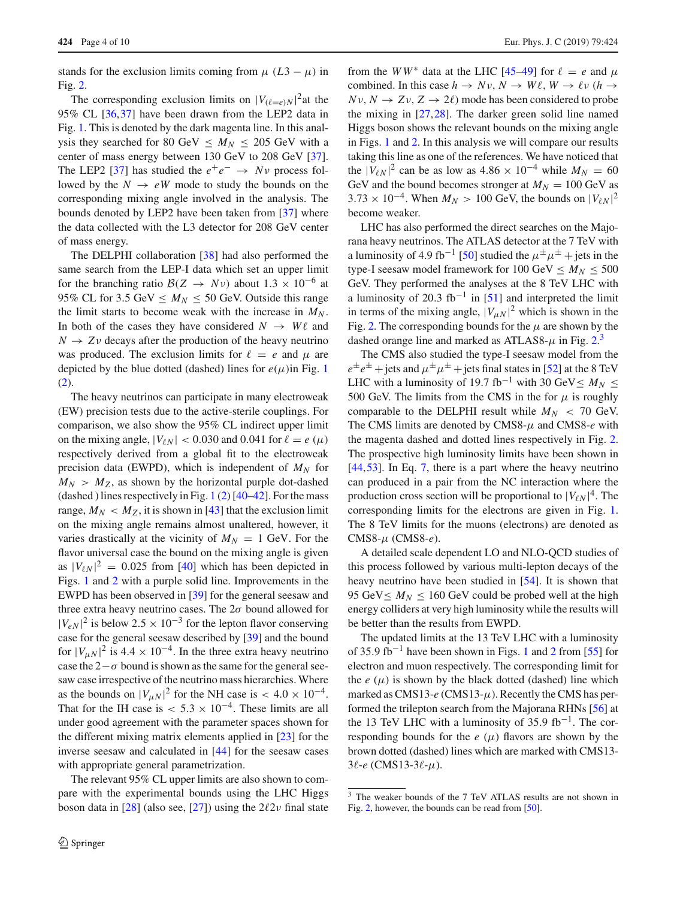stands for the exclusion limits coming from $\mu$ ($L3-\mu$) in Fig. 2.

The corresponding exclusion limits on $|V_{(\ell=e)N}|^2$at the 95% CL [36,37] have been drawn from the LEP2 data in Fig. 1. This is denoted by the dark magenta line. In this analysis they searched for 80 GeV $\leq M_N \leq$ 205 GeV with a center of mass energy between 130 GeV to 208 GeV [37]. The LEP2 [37] has studied the $e^+e^- \to N\nu$ process followed by the $N \to eW$ mode to study the bounds on the corresponding mixing angle involved in the analysis. The bounds denoted by LEP2 have been taken from [37] where the data collected with the L3 detector for 208 GeV center of mass energy.

The DELPHI collaboration [38] had also performed the same search from the LEP-I data which set an upper limit for the branching ratio $\mathcal{B}(Z \to N\nu)$ about $1.3 \times 10^{-6}$ at 95% CL for 3.5 GeV $\leq M_N \leq$ 50 GeV. Outside this range the limit starts to become weak with the increase in $M_N$. In both of the cases they have considered $N \to W\ell$ and $N \to Z\nu$ decays after the production of the heavy neutrino was produced. The exclusion limits for $\ell = e$ and $\mu$ are depicted by the blue dotted (dashed) lines for $e(\mu)$in Fig. 1 (2).

The heavy neutrinos can participate in many electroweak (EW) precision tests due to the active-sterile couplings. For comparison, we also show the 95% CL indirect upper limit on the mixing angle, $|V_{\ell N}| < 0.030$ and 0.041 for $\ell = e$ ($\mu$) respectively derived from a global fit to the electroweak precision data (EWPD), which is independent of $M_N$ for $M_N > M_Z$, as shown by the horizontal purple dot-dashed (dashed ) lines respectively in Fig. 1 (2) [40–42]. For the mass range, $M_N < M_Z$, it is shown in [43] that the exclusion limit on the mixing angle remains almost unaltered, however, it varies drastically at the vicinity of $M_N = 1$ GeV. For the flavor universal case the bound on the mixing angle is given as $|V_{\ell N}|^2 = 0.025$ from [40] which has been depicted in Figs. 1 and 2 with a purple solid line. Improvements in the EWPD has been observed in [39] for the general seesaw and three extra heavy neutrino cases. The $2\sigma$ bound allowed for $|V_{eN}|^2$ is below $2.5 \times 10^{-3}$ for the lepton flavor conserving case for the general seesaw described by [39] and the bound for $|V_{\mu N}|^2$ is $4.4 \times 10^{-4}$. In the three extra heavy neutrino case the $2-\sigma$ bound is shown as the same for the general seesaw case irrespective of the neutrino mass hierarchies. Where as the bounds on $|V_{\mu N}|^2$ for the NH case is $< 4.0 \times 10^{-4}$. That for the IH case is $< 5.3 \times 10^{-4}$. These limits are all under good agreement with the parameter spaces shown for the different mixing matrix elements applied in [23] for the inverse seesaw and calculated in [44] for the seesaw cases with appropriate general parametrization.

The relevant 95% CL upper limits are also shown to compare with the experimental bounds using the LHC Higgs boson data in [28] (also see, [27]) using the $2\ell 2\nu$ final state from the $WW^*$ data at the LHC [45–49] for $\ell = e$ and $\mu$ combined. In this case $h \to N\nu$, $N \to W\ell$, $W \to \ell\nu$ ($h \to N\nu$, $N \to Z\nu$, $Z \to 2\ell$) mode has been considered to probe the mixing in [27,28]. The darker green solid line named Higgs boson shows the relevant bounds on the mixing angle in Figs. 1 and 2. In this analysis we will compare our results taking this line as one of the references. We have noticed that the $|V_{\ell N}|^2$ can be as low as $4.86 \times 10^{-4}$ while $M_N = 60$ GeV and the bound becomes stronger at $M_N = 100$ GeV as $3.73 \times 10^{-4}$. When $M_N > 100$ GeV, the bounds on $|V_{\ell N}|^2$ become weaker.

LHC has also performed the direct searches on the Majorana heavy neutrinos. The ATLAS detector at the 7 TeV with a luminosity of 4.9 fb$^{-1}$ [50] studied the $\mu^\pm\mu^\pm$ + jets in the type-I seesaw model framework for 100 GeV $\leq M_N \leq$ 500 GeV. They performed the analyses at the 8 TeV LHC with a luminosity of 20.3 fb$^{-1}$ in [51] and interpreted the limit in terms of the mixing angle, $|V_{\mu N}|^2$ which is shown in the Fig. 2. The corresponding bounds for the $\mu$ are shown by the dashed orange line and marked as ATLAS8-$\mu$ in Fig. 2.[3]

The CMS also studied the type-I seesaw model from the $e^\pm e^\pm$ + jets and $\mu^\pm\mu^\pm$ + jets final states in [52] at the 8 TeV LHC with a luminosity of 19.7 fb$^{-1}$ with 30 GeV$\leq M_N \leq$ 500 GeV. The limits from the CMS in the for $\mu$ is roughly comparable to the DELPHI result while $M_N < 70$ GeV. The CMS limits are denoted by CMS8-$\mu$ and CMS8-$e$ with the magenta dashed and dotted lines respectively in Fig. 2. The prospective high luminosity limits have been shown in [44,53]. In Eq. 7, there is a part where the heavy neutrino can produced in a pair from the NC interaction where the production cross section will be proportional to $|V_{\ell N}|^4$. The corresponding limits for the electrons are given in Fig. 1. The 8 TeV limits for the muons (electrons) are denoted as CMS8-$\mu$ (CMS8-$e$).

A detailed scale dependent LO and NLO-QCD studies of this process followed by various multi-lepton decays of the heavy neutrino have been studied in [54]. It is shown that 95 GeV$\leq M_N \leq$ 160 GeV could be probed well at the high energy colliders at very high luminosity while the results will be better than the results from EWPD.

The updated limits at the 13 TeV LHC with a luminosity of 35.9 fb$^{-1}$ have been shown in Figs. 1 and 2 from [55] for electron and muon respectively. The corresponding limit for the $e$ ($\mu$) is shown by the black dotted (dashed) line which marked as CMS13-$e$ (CMS13-$\mu$). Recently the CMS has performed the trilepton search from the Majorana RHNs [56] at the 13 TeV LHC with a luminosity of 35.9 fb$^{-1}$. The corresponding bounds for the $e$ ($\mu$) flavors are shown by the brown dotted (dashed) lines which are marked with CMS13-$3\ell$-$e$ (CMS13-$3\ell$-$\mu$).

[3] The weaker bounds of the 7 TeV ATLAS results are not shown in Fig. 2, however, the bounds can be read from [50].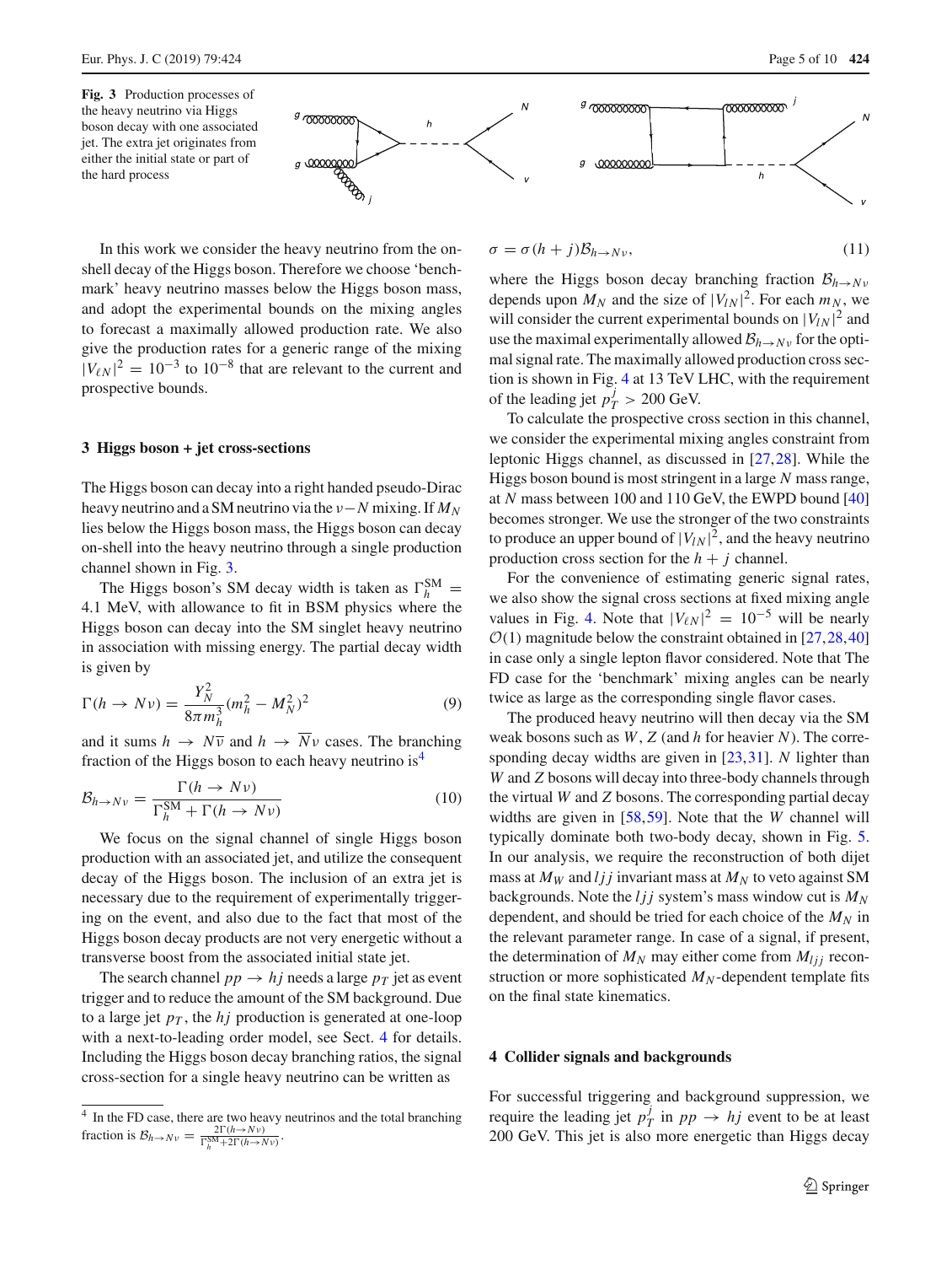**Fig. 3** Production processes of the heavy neutrino via Higgs boson decay with one associated jet. The extra jet originates from either the initial state or part of the hard process

In this work we consider the heavy neutrino from the on-shell decay of the Higgs boson. Therefore we choose 'benchmark' heavy neutrino masses below the Higgs boson mass, and adopt the experimental bounds on the mixing angles to forecast a maximally allowed production rate. We also give the production rates for a generic range of the mixing $|V_{\ell N}|^2 = 10^{-3}$ to $10^{-8}$ that are relevant to the current and prospective bounds.

## 3 Higgs boson + jet cross-sections

The Higgs boson can decay into a right handed pseudo-Dirac heavy neutrino and a SM neutrino via the $\nu - N$ mixing. If $M_N$ lies below the Higgs boson mass, the Higgs boson can decay on-shell into the heavy neutrino through a single production channel shown in Fig. 3.

The Higgs boson's SM decay width is taken as $\Gamma_h^{\rm SM} = 4.1$ MeV, with allowance to fit in BSM physics where the Higgs boson can decay into the SM singlet heavy neutrino in association with missing energy. The partial decay width is given by

$$\Gamma(h \to N\nu) = \frac{Y_N^2}{8\pi m_h^3}(m_h^2 - M_N^2)^2 \tag{9}$$

and it sums $h \to N\overline{\nu}$ and $h \to \overline{N}\nu$ cases. The branching fraction of the Higgs boson to each heavy neutrino is[4]

$$\mathcal{B}_{h\to N\nu} = \frac{\Gamma(h \to N\nu)}{\Gamma_h^{\rm SM} + \Gamma(h \to N\nu)} \tag{10}$$

We focus on the signal channel of single Higgs boson production with an associated jet, and utilize the consequent decay of the Higgs boson. The inclusion of an extra jet is necessary due to the requirement of experimentally triggering on the event, and also due to the fact that most of the Higgs boson decay products are not very energetic without a transverse boost from the associated initial state jet.

The search channel $pp \to hj$ needs a large $p_T$ jet as event trigger and to reduce the amount of the SM background. Due to a large jet $p_T$, the $hj$ production is generated at one-loop with a next-to-leading order model, see Sect. 4 for details. Including the Higgs boson decay branching ratios, the signal cross-section for a single heavy neutrino can be written as

$$\sigma = \sigma(h + j)\mathcal{B}_{h\to N\nu}, \tag{11}$$

where the Higgs boson decay branching fraction $\mathcal{B}_{h\to N\nu}$ depends upon $M_N$ and the size of $|V_{lN}|^2$. For each $m_N$, we will consider the current experimental bounds on $|V_{lN}|^2$ and use the maximal experimentally allowed $\mathcal{B}_{h\to N\nu}$ for the optimal signal rate. The maximally allowed production cross section is shown in Fig. 4 at 13 TeV LHC, with the requirement of the leading jet $p_T^j > 200$ GeV.

To calculate the prospective cross section in this channel, we consider the experimental mixing angles constraint from leptonic Higgs channel, as discussed in [27,28]. While the Higgs boson bound is most stringent in a large $N$ mass range, at $N$ mass between 100 and 110 GeV, the EWPD bound [40] becomes stronger. We use the stronger of the two constraints to produce an upper bound of $|V_{lN}|^2$, and the heavy neutrino production cross section for the $h + j$ channel.

For the convenience of estimating generic signal rates, we also show the signal cross sections at fixed mixing angle values in Fig. 4. Note that $|V_{\ell N}|^2 = 10^{-5}$ will be nearly $\mathcal{O}(1)$ magnitude below the constraint obtained in [27,28,40] in case only a single lepton flavor considered. Note that The FD case for the 'benchmark' mixing angles can be nearly twice as large as the corresponding single flavor cases.

The produced heavy neutrino will then decay via the SM weak bosons such as $W$, $Z$ (and $h$ for heavier $N$). The corresponding decay widths are given in [23,31]. $N$ lighter than $W$ and $Z$ bosons will decay into three-body channels through the virtual $W$ and $Z$ bosons. The corresponding partial decay widths are given in [58,59]. Note that the $W$ channel will typically dominate both two-body decay, shown in Fig. 5. In our analysis, we require the reconstruction of both dijet mass at $M_W$ and $ljj$ invariant mass at $M_N$ to veto against SM backgrounds. Note the $ljj$ system's mass window cut is $M_N$ dependent, and should be tried for each choice of the $M_N$ in the relevant parameter range. In case of a signal, if present, the determination of $M_N$ may either come from $M_{ljj}$ reconstruction or more sophisticated $M_N$-dependent template fits on the final state kinematics.

## 4 Collider signals and backgrounds

For successful triggering and background suppression, we require the leading jet $p_T^j$ in $pp \to hj$ event to be at least 200 GeV. This jet is also more energetic than Higgs decay

[4] In the FD case, there are two heavy neutrinos and the total branching fraction is $\mathcal{B}_{h\to N\nu} = \frac{2\Gamma(h\to N\nu)}{\Gamma_h^{\rm SM}+2\Gamma(h\to N\nu)}$.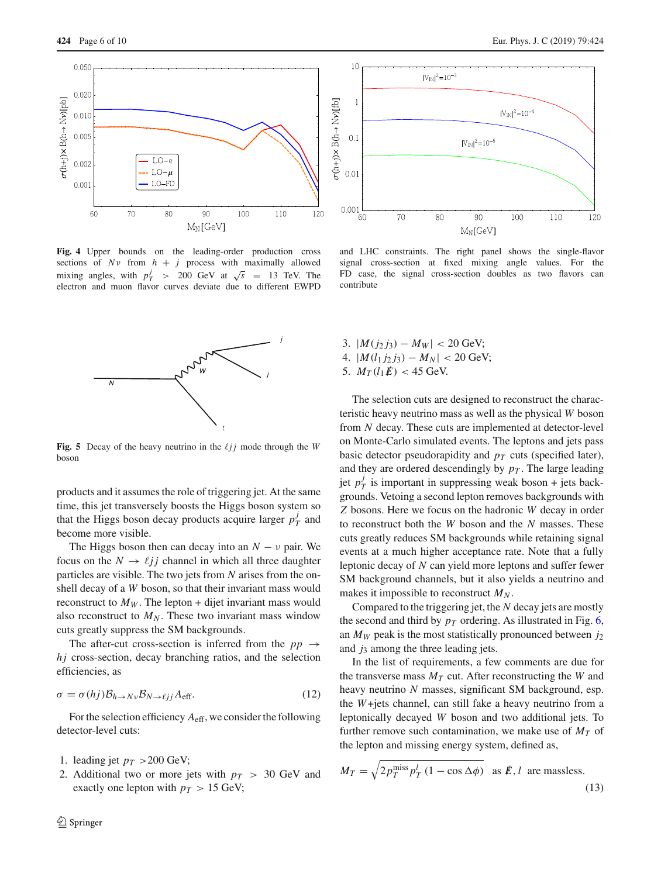**Fig. 4** Upper bounds on the leading-order production cross sections of $N\nu$ from $h + j$ process with maximally allowed mixing angles, with $p_T^j > 200$ GeV at $\sqrt{s} = 13$ TeV. The electron and muon flavor curves deviate due to different EWPD and LHC constraints. The right panel shows the single-flavor signal cross-section at fixed mixing angle values. For the FD case, the signal cross-section doubles as two flavors can contribute

**Fig. 5** Decay of the heavy neutrino in the $\ell jj$ mode through the $W$ boson

products and it assumes the role of triggering jet. At the same time, this jet transversely boosts the Higgs boson system so that the Higgs boson decay products acquire larger $p_T^j$ and become more visible.

The Higgs boson then can decay into an $N - \nu$ pair. We focus on the $N \to \ell jj$ channel in which all three daughter particles are visible. The two jets from $N$ arises from the on-shell decay of a $W$ boson, so that their invariant mass would reconstruct to $M_W$. The lepton + dijet invariant mass would also reconstruct to $M_N$. These two invariant mass window cuts greatly suppress the SM backgrounds.

The after-cut cross-section is inferred from the $pp \to hj$ cross-section, decay branching ratios, and the selection efficiencies, as

$$\sigma = \sigma(hj)\mathcal{B}_{h\to N\nu}\mathcal{B}_{N\to\ell jj}A_{\text{eff}}. \tag{12}$$

For the selection efficiency $A_{\text{eff}}$, we consider the following detector-level cuts:

1. leading jet $p_T$ >200 GeV;
2. Additional two or more jets with $p_T > 30$ GeV and exactly one lepton with $p_T > 15$ GeV;
3. $|M(j_2 j_3) - M_W| < 20$ GeV;
4. $|M(l_1 j_2 j_3) - M_N| < 20$ GeV;
5. $M_T(l_1 \not{E}) < 45$ GeV.

The selection cuts are designed to reconstruct the characteristic heavy neutrino mass as well as the physical $W$ boson from $N$ decay. These cuts are implemented at detector-level on Monte-Carlo simulated events. The leptons and jets pass basic detector pseudorapidity and $p_T$ cuts (specified later), and they are ordered descendingly by $p_T$. The large leading jet $p_T^j$ is important in suppressing weak boson + jets backgrounds. Vetoing a second lepton removes backgrounds with $Z$ bosons. Here we focus on the hadronic $W$ decay in order to reconstruct both the $W$ boson and the $N$ masses. These cuts greatly reduces SM backgrounds while retaining signal events at a much higher acceptance rate. Note that a fully leptonic decay of $N$ can yield more leptons and suffer fewer SM background channels, but it also yields a neutrino and makes it impossible to reconstruct $M_N$.

Compared to the triggering jet, the $N$ decay jets are mostly the second and third by $p_T$ ordering. As illustrated in Fig. 6, an $M_W$ peak is the most statistically pronounced between $j_2$ and $j_3$ among the three leading jets.

In the list of requirements, a few comments are due for the transverse mass $M_T$ cut. After reconstructing the $W$ and heavy neutrino $N$ masses, significant SM background, esp. the $W$+jets channel, can still fake a heavy neutrino from a leptonically decayed $W$ boson and two additional jets. To further remove such contamination, we make use of $M_T$ of the lepton and missing energy system, defined as,

$$M_T = \sqrt{2p_T^{\text{miss}}p_T^l(1 - \cos\Delta\phi)} \quad \text{as } \not{E}, l \text{ are massless.} \tag{13}$$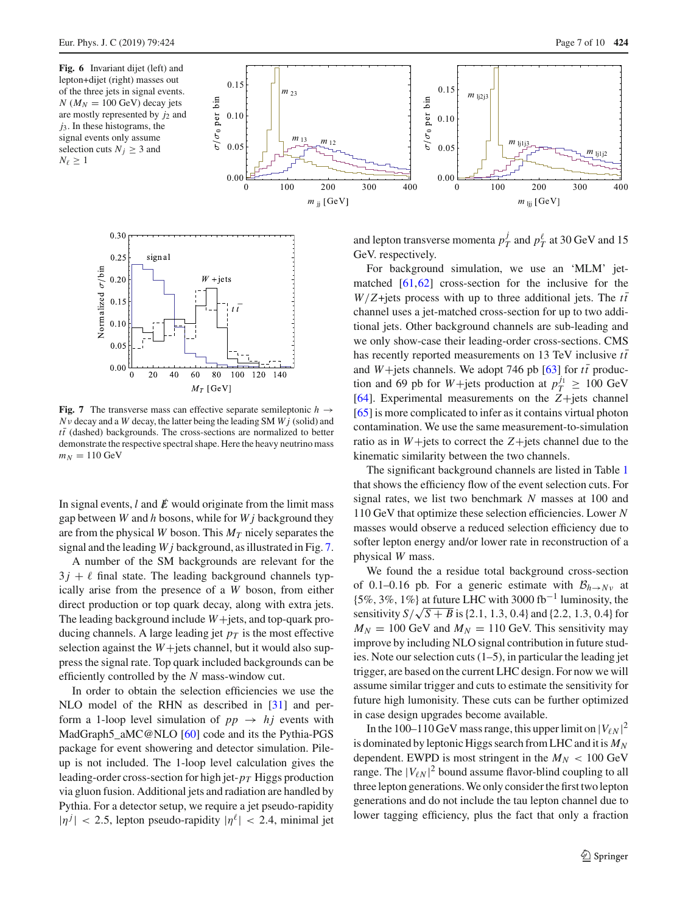**Fig. 6** Invariant dijet (left) and lepton+dijet (right) masses out of the three jets in signal events. $N$ ($M_N = 100$ GeV) decay jets are mostly represented by $j_2$ and $j_3$. In these histograms, the signal events only assume selection cuts $N_j \geq 3$ and $N_\ell \geq 1$

**Fig. 7** The transverse mass can effective separate semileptonic $h \to N\nu$ decay and a $W$ decay, the latter being the leading SM $Wj$ (solid) and $t\bar{t}$ (dashed) backgrounds. The cross-sections are normalized to better demonstrate the respective spectral shape. Here the heavy neutrino mass $m_N = 110$ GeV

In signal events, $l$ and $\not{E}$ would originate from the limit mass gap between $W$ and $h$ bosons, while for $Wj$ background they are from the physical $W$ boson. This $M_T$ nicely separates the signal and the leading $Wj$ background, as illustrated in Fig. 7.

A number of the SM backgrounds are relevant for the $3j + \ell$ final state. The leading background channels typically arise from the presence of a $W$ boson, from either direct production or top quark decay, along with extra jets. The leading background include $W$+jets, and top-quark producing channels. A large leading jet $p_T$ is the most effective selection against the $W$+jets channel, but it would also suppress the signal rate. Top quark included backgrounds can be efficiently controlled by the $N$ mass-window cut.

In order to obtain the selection efficiencies we use the NLO model of the RHN as described in [31] and perform a 1-loop level simulation of $pp \to hj$ events with MadGraph5_aMC@NLO [60] code and its the Pythia-PGS package for event showering and detector simulation. Pile-up is not included. The 1-loop level calculation gives the leading-order cross-section for high jet-$p_T$ Higgs production via gluon fusion. Additional jets and radiation are handled by Pythia. For a detector setup, we require a jet pseudo-rapidity $|\eta^j| < 2.5$, lepton pseudo-rapidity $|\eta^\ell| < 2.4$, minimal jet and lepton transverse momenta $p_T^j$ and $p_T^\ell$ at 30 GeV and 15 GeV. respectively.

For background simulation, we use an 'MLM' jet-matched [61,62] cross-section for the inclusive for the $W/Z$+jets process with up to three additional jets. The $t\bar{t}$ channel uses a jet-matched cross-section for up to two additional jets. Other background channels are sub-leading and we only show-case their leading-order cross-sections. CMS has recently reported measurements on 13 TeV inclusive $t\bar{t}$ and $W$+jets channels. We adopt 746 pb [63] for $t\bar{t}$ production and 69 pb for $W$+jets production at $p_T^{j_1} \geq 100$ GeV [64]. Experimental measurements on the $Z$+jets channel [65] is more complicated to infer as it contains virtual photon contamination. We use the same measurement-to-simulation ratio as in $W$+jets to correct the $Z$+jets channel due to the kinematic similarity between the two channels.

The significant background channels are listed in Table 1 that shows the efficiency flow of the event selection cuts. For signal rates, we list two benchmark $N$ masses at 100 and 110 GeV that optimize these selection efficiencies. Lower $N$ masses would observe a reduced selection efficiency due to softer lepton energy and/or lower rate in reconstruction of a physical $W$ mass.

We found the a residue total background cross-section of 0.1–0.16 pb. For a generic estimate with $\mathcal{B}_{h\to N\nu}$ at {5%, 3%, 1%} at future LHC with 3000 fb$^{-1}$ luminosity, the sensitivity $S/\sqrt{S+B}$ is {2.1, 1.3, 0.4} and {2.2, 1.3, 0.4} for $M_N = 100$ GeV and $M_N = 110$ GeV. This sensitivity may improve by including NLO signal contribution in future studies. Note our selection cuts (1–5), in particular the leading jet trigger, are based on the current LHC design. For now we will assume similar trigger and cuts to estimate the sensitivity for future high lumonisity. These cuts can be further optimized in case design upgrades become available.

In the 100–110 GeV mass range, this upper limit on $|V_{\ell N}|^2$ is dominated by leptonic Higgs search from LHC and it is $M_N$ dependent. EWPD is most stringent in the $M_N < 100$ GeV range. The $|V_{\ell N}|^2$ bound assume flavor-blind coupling to all three lepton generations. We only consider the first two lepton generations and do not include the tau lepton channel due to lower tagging efficiency, plus the fact that only a fraction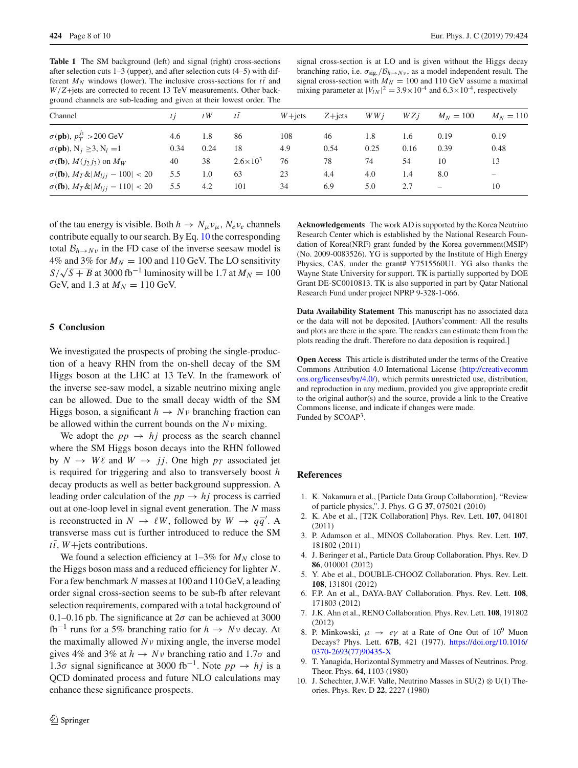**Table 1** The SM background (left) and signal (right) cross-sections after selection cuts 1–3 (upper), and after selection cuts (4–5) with different $M_N$ windows (lower). The inclusive cross-sections for $t\bar{t}$ and $W/Z$+jets are corrected to recent 13 TeV measurements. Other background channels are sub-leading and given at their lowest order. The signal cross-section is at LO and is given without the Higgs decay branching ratio, i.e. $\sigma_{\text{sig.}}/\mathcal{B}_{h\to N\nu}$, as a model independent result. The signal cross-section with $M_N = 100$ and 110 GeV assume a maximal mixing parameter at $|V_{lN}|^2 = 3.9\times10^{-4}$ and $6.3\times10^{-4}$, respectively

| Channel | $tj$ | $tW$ | $t\bar{t}$ | $W$+jets | $Z$+jets | $WWj$ | $WZj$ | $M_N = 100$ | $M_N = 110$ |
|---|---|---|---|---|---|---|---|---|---|
| $\sigma$(**pb**), $p_T^{j_1} > 200$ GeV | 4.6 | 1.8 | 86 | 108 | 46 | 1.8 | 1.6 | 0.19 | 0.19 |
| $\sigma$(**pb**), $N_j \geq 3$, $N_l = 1$ | 0.34 | 0.24 | 18 | 4.9 | 0.54 | 0.25 | 0.16 | 0.39 | 0.48 |
| $\sigma$(**fb**), $M(j_2 j_3)$ on $M_W$ | 40 | 38 | $2.6\times10^3$ | 76 | 78 | 74 | 54 | 10 | 13 |
| $\sigma$(**fb**), $M_T\&\lvert M_{ljj} - 100\rvert < 20$ | 5.5 | 1.0 | 63 | 23 | 4.4 | 4.0 | 1.4 | 8.0 | – |
| $\sigma$(**fb**), $M_T\&\lvert M_{ljj} - 110\rvert < 20$ | 5.5 | 4.2 | 101 | 34 | 6.9 | 5.0 | 2.7 | – | 10 |

of the tau energy is visible. Both $h \to N_\mu \nu_\mu$, $N_e \nu_e$ channels contribute equally to our search. By Eq. 10 the corresponding total $\mathcal{B}_{h\to N\nu}$ in the FD case of the inverse seesaw model is 4% and 3% for $M_N = 100$ and 110 GeV. The LO sensitivity $S/\sqrt{S+B}$ at 3000 fb$^{-1}$ luminosity will be 1.7 at $M_N = 100$ GeV, and 1.3 at $M_N = 110$ GeV.

## 5 Conclusion

We investigated the prospects of probing the single-production of a heavy RHN from the on-shell decay of the SM Higgs boson at the LHC at 13 TeV. In the framework of the inverse see-saw model, a sizable neutrino mixing angle can be allowed. Due to the small decay width of the SM Higgs boson, a significant $h \to N\nu$ branching fraction can be allowed within the current bounds on the $N\nu$ mixing.

We adopt the $pp \to hj$ process as the search channel where the SM Higgs boson decays into the RHN followed by $N \to W\ell$ and $W \to jj$. One high $p_T$ associated jet is required for triggering and also to transversely boost $h$ decay products as well as better background suppression. A leading order calculation of the $pp \to hj$ process is carried out at one-loop level in signal event generation. The $N$ mass is reconstructed in $N \to \ell W$, followed by $W \to q\bar{q}'$. A transverse mass cut is further introduced to reduce the SM $t\bar{t}$, $W$+jets contributions.

We found a selection efficiency at 1–3% for $M_N$ close to the Higgs boson mass and a reduced efficiency for lighter $N$. For a few benchmark $N$ masses at 100 and 110 GeV, a leading order signal cross-section seems to be sub-fb after relevant selection requirements, compared with a total background of 0.1–0.16 pb. The significance at $2\sigma$ can be achieved at 3000 fb$^{-1}$ runs for a 5% branching ratio for $h \to N\nu$ decay. At the maximally allowed $N\nu$ mixing angle, the inverse model gives 4% and 3% at $h \to N\nu$ branching ratio and $1.7\sigma$ and $1.3\sigma$ signal significance at 3000 fb$^{-1}$. Note $pp \to hj$ is a QCD dominated process and future NLO calculations may enhance these significance prospects.

**Acknowledgements** The work AD is supported by the Korea Neutrino Research Center which is established by the National Research Foundation of Korea(NRF) grant funded by the Korea government(MSIP) (No. 2009-0083526). YG is supported by the Institute of High Energy Physics, CAS, under the grant# Y7515560U1. YG also thanks the Wayne State University for support. TK is partially supported by DOE Grant DE-SC0010813. TK is also supported in part by Qatar National Research Fund under project NPRP 9-328-1-066.

**Data Availability Statement** This manuscript has no associated data or the data will not be deposited. [Authors'comment: All the results and plots are there in the spare. The readers can estimate them from the plots reading the draft. Therefore no data deposition is required.]

**Open Access** This article is distributed under the terms of the Creative Commons Attribution 4.0 International License (http://creativecommons.org/licenses/by/4.0/), which permits unrestricted use, distribution, and reproduction in any medium, provided you give appropriate credit to the original author(s) and the source, provide a link to the Creative Commons license, and indicate if changes were made.
Funded by SCOAP[3].

## References

1. K. Nakamura et al., [Particle Data Group Collaboration], "Review of particle physics,". J. Phys. G G **37**, 075021 (2010)
2. K. Abe et al., [T2K Collaboration] Phys. Rev. Lett. **107**, 041801 (2011)
3. P. Adamson et al., MINOS Collaboration. Phys. Rev. Lett. **107**, 181802 (2011)
4. J. Beringer et al., Particle Data Group Collaboration. Phys. Rev. D **86**, 010001 (2012)
5. Y. Abe et al., DOUBLE-CHOOZ Collaboration. Phys. Rev. Lett. **108**, 131801 (2012)
6. F.P. An et al., DAYA-BAY Collaboration. Phys. Rev. Lett. **108**, 171803 (2012)
7. J.K. Ahn et al., RENO Collaboration. Phys. Rev. Lett. **108**, 191802 (2012)
8. P. Minkowski, $\mu \to e\gamma$ at a Rate of One Out of $10^9$ Muon Decays? Phys. Lett. **67B**, 421 (1977). https://doi.org/10.1016/0370-2693(77)90435-X
9. T. Yanagida, Horizontal Symmetry and Masses of Neutrinos. Prog. Theor. Phys. **64**, 1103 (1980)
10. J. Schechter, J.W.F. Valle, Neutrino Masses in SU(2) $\otimes$ U(1) Theories. Phys. Rev. D **22**, 2227 (1980)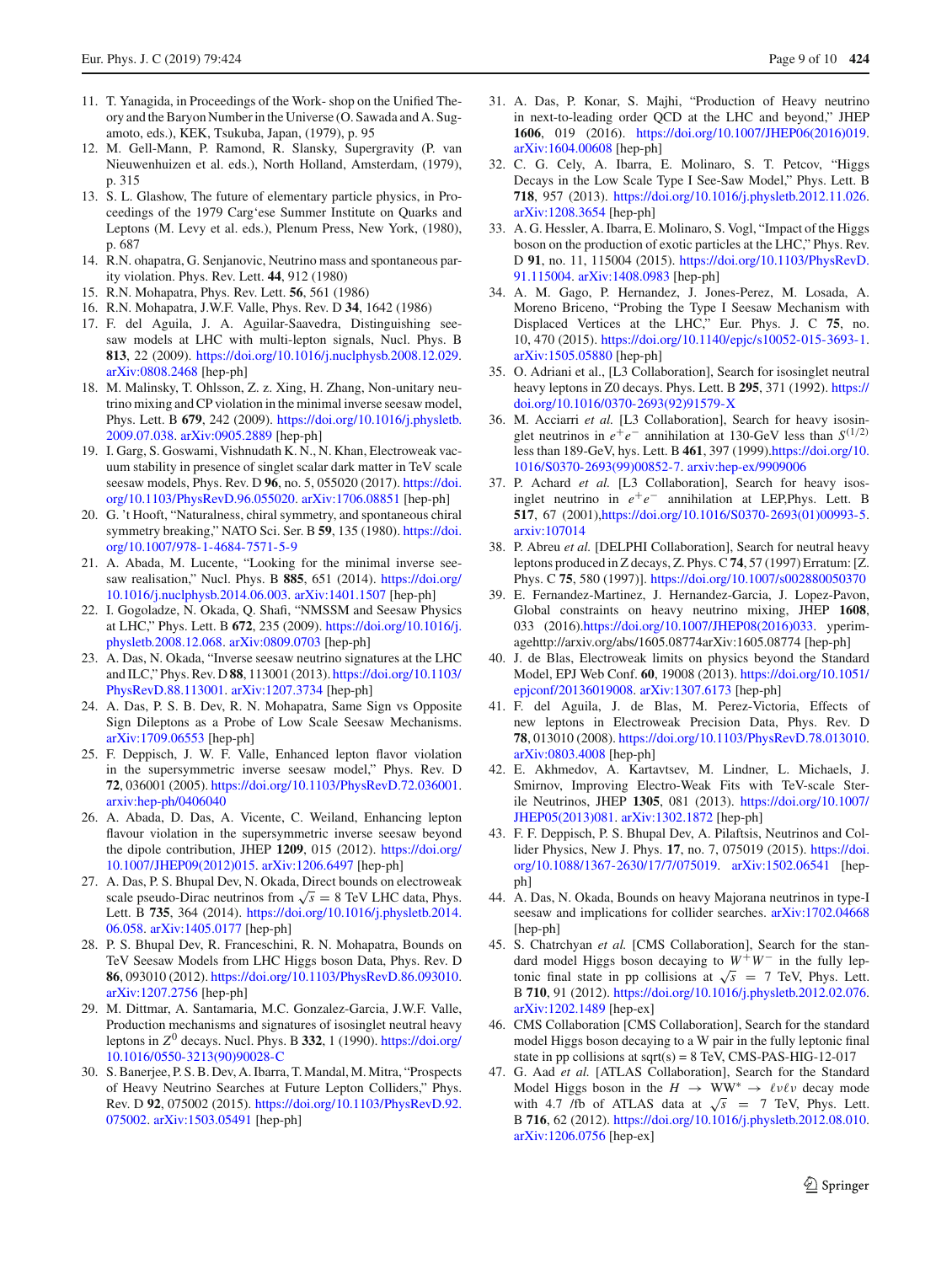11. T. Yanagida, in Proceedings of the Work- shop on the Unified Theory and the Baryon Number in the Universe (O. Sawada and A. Sugamoto, eds.), KEK, Tsukuba, Japan, (1979), p. 95
12. M. Gell-Mann, P. Ramond, R. Slansky, Supergravity (P. van Nieuwenhuizen et al. eds.), North Holland, Amsterdam, (1979), p. 315
13. S. L. Glashow, The future of elementary particle physics, in Proceedings of the 1979 Carg'ese Summer Institute on Quarks and Leptons (M. Levy et al. eds.), Plenum Press, New York, (1980), p. 687
14. R.N. ohapatra, G. Senjanovic, Neutrino mass and spontaneous parity violation. Phys. Rev. Lett. **44**, 912 (1980)
15. R.N. Mohapatra, Phys. Rev. Lett. **56**, 561 (1986)
16. R.N. Mohapatra, J.W.F. Valle, Phys. Rev. D **34**, 1642 (1986)
17. F. del Aguila, J. A. Aguilar-Saavedra, Distinguishing seesaw models at LHC with multi-lepton signals, Nucl. Phys. B **813**, 22 (2009). https://doi.org/10.1016/j.nuclphysb.2008.12.029. arXiv:0808.2468 [hep-ph]
18. M. Malinsky, T. Ohlsson, Z. z. Xing, H. Zhang, Non-unitary neutrino mixing and CP violation in the minimal inverse seesaw model, Phys. Lett. B **679**, 242 (2009). https://doi.org/10.1016/j.physletb.2009.07.038. arXiv:0905.2889 [hep-ph]
19. I. Garg, S. Goswami, Vishnudath K. N., N. Khan, Electroweak vacuum stability in presence of singlet scalar dark matter in TeV scale seesaw models, Phys. Rev. D **96**, no. 5, 055020 (2017). https://doi.org/10.1103/PhysRevD.96.055020. arXiv:1706.08851 [hep-ph]
20. G. 't Hooft, "Naturalness, chiral symmetry, and spontaneous chiral symmetry breaking," NATO Sci. Ser. B **59**, 135 (1980). https://doi.org/10.1007/978-1-4684-7571-5-9
21. A. Abada, M. Lucente, "Looking for the minimal inverse seesaw realisation," Nucl. Phys. B **885**, 651 (2014). https://doi.org/10.1016/j.nuclphysb.2014.06.003. arXiv:1401.1507 [hep-ph]
22. I. Gogoladze, N. Okada, Q. Shafi, "NMSSM and Seesaw Physics at LHC," Phys. Lett. B **672**, 235 (2009). https://doi.org/10.1016/j.physletb.2008.12.068. arXiv:0809.0703 [hep-ph]
23. A. Das, N. Okada, "Inverse seesaw neutrino signatures at the LHC and ILC," Phys. Rev. D **88**, 113001 (2013). https://doi.org/10.1103/PhysRevD.88.113001. arXiv:1207.3734 [hep-ph]
24. A. Das, P. S. B. Dev, R. N. Mohapatra, Same Sign vs Opposite Sign Dileptons as a Probe of Low Scale Seesaw Mechanisms. arXiv:1709.06553 [hep-ph]
25. F. Deppisch, J. W. F. Valle, Enhanced lepton flavor violation in the supersymmetric inverse seesaw model," Phys. Rev. D **72**, 036001 (2005). https://doi.org/10.1103/PhysRevD.72.036001. arxiv:hep-ph/0406040
26. A. Abada, D. Das, A. Vicente, C. Weiland, Enhancing lepton flavour violation in the supersymmetric inverse seesaw beyond the dipole contribution, JHEP **1209**, 015 (2012). https://doi.org/10.1007/JHEP09(2012)015. arXiv:1206.6497 [hep-ph]
27. A. Das, P. S. Bhupal Dev, N. Okada, Direct bounds on electroweak scale pseudo-Dirac neutrinos from $\sqrt{s} = 8$ TeV LHC data, Phys. Lett. B **735**, 364 (2014). https://doi.org/10.1016/j.physletb.2014.06.058. arXiv:1405.0177 [hep-ph]
28. P. S. Bhupal Dev, R. Franceschini, R. N. Mohapatra, Bounds on TeV Seesaw Models from LHC Higgs boson Data, Phys. Rev. D **86**, 093010 (2012). https://doi.org/10.1103/PhysRevD.86.093010. arXiv:1207.2756 [hep-ph]
29. M. Dittmar, A. Santamaria, M.C. Gonzalez-Garcia, J.W.F. Valle, Production mechanisms and signatures of isosinglet neutral heavy leptons in $Z^0$ decays. Nucl. Phys. B **332**, 1 (1990). https://doi.org/10.1016/0550-3213(90)90028-C
30. S. Banerjee, P. S. B. Dev, A. Ibarra, T. Mandal, M. Mitra, "Prospects of Heavy Neutrino Searches at Future Lepton Colliders," Phys. Rev. D **92**, 075002 (2015). https://doi.org/10.1103/PhysRevD.92.075002. arXiv:1503.05491 [hep-ph]
31. A. Das, P. Konar, S. Majhi, "Production of Heavy neutrino in next-to-leading order QCD at the LHC and beyond," JHEP **1606**, 019 (2016). https://doi.org/10.1007/JHEP06(2016)019. arXiv:1604.00608 [hep-ph]
32. C. G. Cely, A. Ibarra, E. Molinaro, S. T. Petcov, "Higgs Decays in the Low Scale Type I See-Saw Model," Phys. Lett. B **718**, 957 (2013). https://doi.org/10.1016/j.physletb.2012.11.026. arXiv:1208.3654 [hep-ph]
33. A. G. Hessler, A. Ibarra, E. Molinaro, S. Vogl, "Impact of the Higgs boson on the production of exotic particles at the LHC," Phys. Rev. D **91**, no. 11, 115004 (2015). https://doi.org/10.1103/PhysRevD.91.115004. arXiv:1408.0983 [hep-ph]
34. A. M. Gago, P. Hernandez, J. Jones-Perez, M. Losada, A. Moreno Briceno, "Probing the Type I Seesaw Mechanism with Displaced Vertices at the LHC," Eur. Phys. J. C **75**, no. 10, 470 (2015). https://doi.org/10.1140/epjc/s10052-015-3693-1. arXiv:1505.05880 [hep-ph]
35. O. Adriani et al., [L3 Collaboration], Search for isosinglet neutral heavy leptons in Z0 decays. Phys. Lett. B **295**, 371 (1992). https://doi.org/10.1016/0370-2693(92)91579-X
36. M. Acciarri *et al.* [L3 Collaboration], Search for heavy isosinglet neutrinos in $e^+e^-$ annihilation at 130-GeV less than $S^{(1/2)}$ less than 189-GeV, hys. Lett. B **461**, 397 (1999).https://doi.org/10.1016/S0370-2693(99)00852-7. arxiv:hep-ex/9909006
37. P. Achard *et al.* [L3 Collaboration], Search for heavy isosinglet neutrino in $e^+e^-$ annihilation at LEP,Phys. Lett. B **517**, 67 (2001),https://doi.org/10.1016/S0370-2693(01)00993-5. arxiv:107014
38. P. Abreu *et al.* [DELPHI Collaboration], Search for neutral heavy leptons produced in Z decays, Z. Phys. C **74**, 57 (1997) Erratum: [Z. Phys. C **75**, 580 (1997)]. https://doi.org/10.1007/s002880050370
39. E. Fernandez-Martinez, J. Hernandez-Garcia, J. Lopez-Pavon, Global constraints on heavy neutrino mixing, JHEP **1608**, 033 (2016).https://doi.org/10.1007/JHEP08(2016)033. yperimagehttp://arxiv.org/abs/1605.08774arXiv:1605.08774 [hep-ph]
40. J. de Blas, Electroweak limits on physics beyond the Standard Model, EPJ Web Conf. **60**, 19008 (2013). https://doi.org/10.1051/epjconf/20136019008. arXiv:1307.6173 [hep-ph]
41. F. del Aguila, J. de Blas, M. Perez-Victoria, Effects of new leptons in Electroweak Precision Data, Phys. Rev. D **78**, 013010 (2008). https://doi.org/10.1103/PhysRevD.78.013010. arXiv:0803.4008 [hep-ph]
42. E. Akhmedov, A. Kartavtsev, M. Lindner, L. Michaels, J. Smirnov, Improving Electro-Weak Fits with TeV-scale Sterile Neutrinos, JHEP **1305**, 081 (2013). https://doi.org/10.1007/JHEP05(2013)081. arXiv:1302.1872 [hep-ph]
43. F. F. Deppisch, P. S. Bhupal Dev, A. Pilaftsis, Neutrinos and Collider Physics, New J. Phys. **17**, no. 7, 075019 (2015). https://doi.org/10.1088/1367-2630/17/7/075019. arXiv:1502.06541 [hep-ph]
44. A. Das, N. Okada, Bounds on heavy Majorana neutrinos in type-I seesaw and implications for collider searches. arXiv:1702.04668 [hep-ph]
45. S. Chatrchyan *et al.* [CMS Collaboration], Search for the standard model Higgs boson decaying to $W^+W^-$ in the fully leptonic final state in pp collisions at $\sqrt{s} = 7$ TeV, Phys. Lett. B **710**, 91 (2012). https://doi.org/10.1016/j.physletb.2012.02.076. arXiv:1202.1489 [hep-ex]
46. CMS Collaboration [CMS Collaboration], Search for the standard model Higgs boson decaying to a W pair in the fully leptonic final state in pp collisions at sqrt(s) = 8 TeV, CMS-PAS-HIG-12-017
47. G. Aad *et al.* [ATLAS Collaboration], Search for the Standard Model Higgs boson in the $H \rightarrow WW^* \rightarrow \ell\nu\ell\nu$ decay mode with 4.7 /fb of ATLAS data at $\sqrt{s} = 7$ TeV, Phys. Lett. B **716**, 62 (2012). https://doi.org/10.1016/j.physletb.2012.08.010. arXiv:1206.0756 [hep-ex]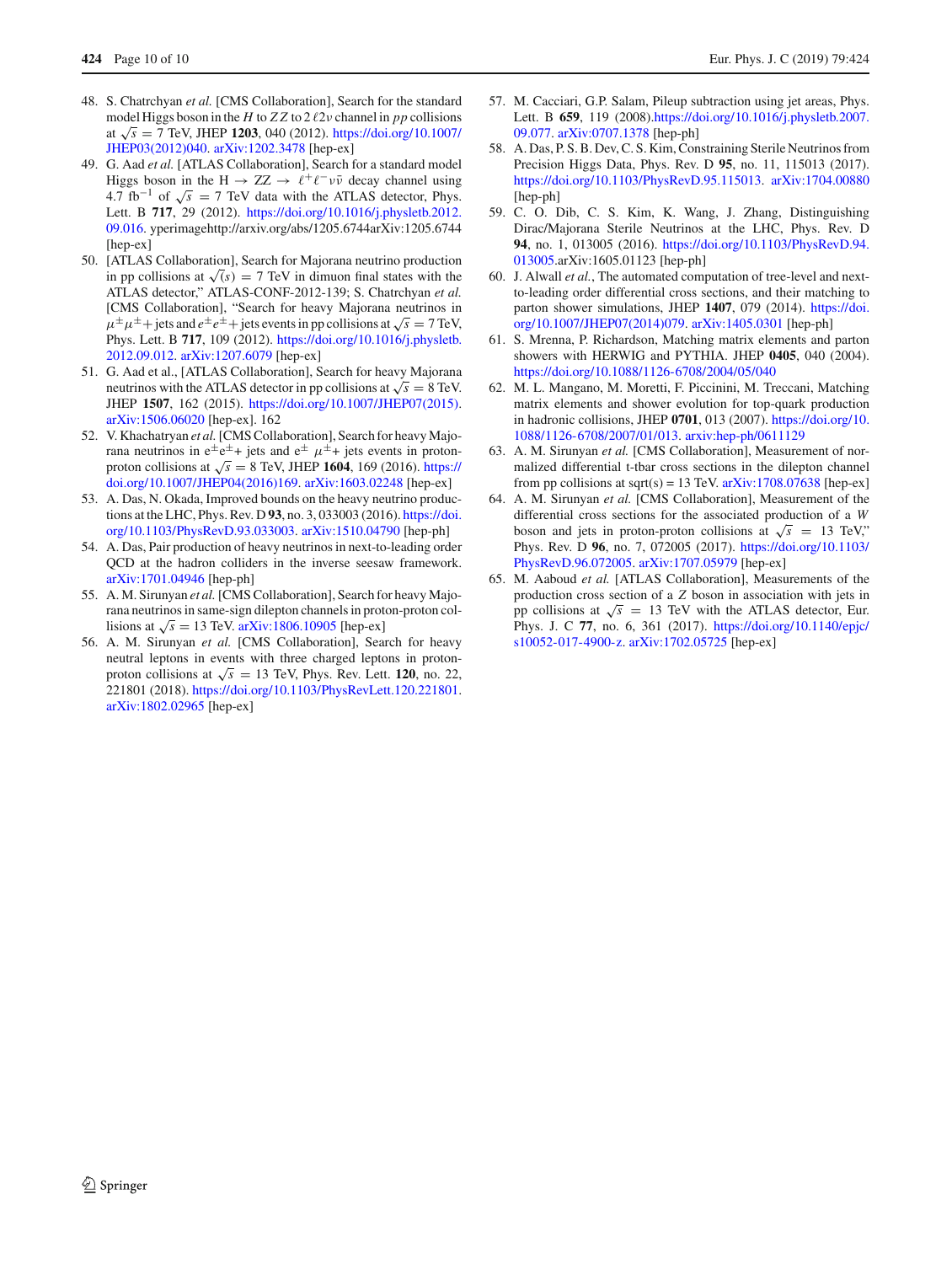48. S. Chatrchyan *et al.* [CMS Collaboration], Search for the standard model Higgs boson in the $H$ to $ZZ$ to $2\,\ell 2\nu$ channel in $pp$ collisions at $\sqrt{s}$ = 7 TeV, JHEP **1203**, 040 (2012). https://doi.org/10.1007/JHEP03(2012)040. arXiv:1202.3478 [hep-ex]
49. G. Aad *et al.* [ATLAS Collaboration], Search for a standard model Higgs boson in the H $\rightarrow$ ZZ $\rightarrow$ $\ell^+\ell^-\nu\bar{\nu}$ decay channel using 4.7 fb$^{-1}$ of $\sqrt{s}$ = 7 TeV data with the ATLAS detector, Phys. Lett. B **717**, 29 (2012). https://doi.org/10.1016/j.physletb.2012.09.016. yperimagehttp://arxiv.org/abs/1205.6744arXiv:1205.6744 [hep-ex]
50. [ATLAS Collaboration], Search for Majorana neutrino production in pp collisions at $\sqrt{(s)}$ = 7 TeV in dimuon final states with the ATLAS detector," ATLAS-CONF-2012-139; S. Chatrchyan *et al.* [CMS Collaboration], "Search for heavy Majorana neutrinos in $\mu^\pm\mu^\pm$+ jets and $e^\pm e^\pm$+ jets events in pp collisions at $\sqrt{s}$ = 7 TeV, Phys. Lett. B **717**, 109 (2012). https://doi.org/10.1016/j.physletb.2012.09.012. arXiv:1207.6079 [hep-ex]
51. G. Aad et al., [ATLAS Collaboration], Search for heavy Majorana neutrinos with the ATLAS detector in pp collisions at $\sqrt{s}$ = 8 TeV. JHEP **1507**, 162 (2015). https://doi.org/10.1007/JHEP07(2015). arXiv:1506.06020 [hep-ex]. 162
52. V. Khachatryan *et al.* [CMS Collaboration], Search for heavy Majorana neutrinos in e$^\pm$e$^\pm$+ jets and e$^\pm$ $\mu^\pm$+ jets events in proton-proton collisions at $\sqrt{s}$ = 8 TeV, JHEP **1604**, 169 (2016). https://doi.org/10.1007/JHEP04(2016)169. arXiv:1603.02248 [hep-ex]
53. A. Das, N. Okada, Improved bounds on the heavy neutrino productions at the LHC, Phys. Rev. D **93**, no. 3, 033003 (2016). https://doi.org/10.1103/PhysRevD.93.033003. arXiv:1510.04790 [hep-ph]
54. A. Das, Pair production of heavy neutrinos in next-to-leading order QCD at the hadron colliders in the inverse seesaw framework. arXiv:1701.04946 [hep-ph]
55. A. M. Sirunyan *et al.* [CMS Collaboration], Search for heavy Majorana neutrinos in same-sign dilepton channels in proton-proton collisions at $\sqrt{s}$ = 13 TeV. arXiv:1806.10905 [hep-ex]
56. A. M. Sirunyan *et al.* [CMS Collaboration], Search for heavy neutral leptons in events with three charged leptons in proton-proton collisions at $\sqrt{s}$ = 13 TeV, Phys. Rev. Lett. **120**, no. 22, 221801 (2018). https://doi.org/10.1103/PhysRevLett.120.221801. arXiv:1802.02965 [hep-ex]
57. M. Cacciari, G.P. Salam, Pileup subtraction using jet areas, Phys. Lett. B **659**, 119 (2008).https://doi.org/10.1016/j.physletb.2007.09.077. arXiv:0707.1378 [hep-ph]
58. A. Das, P. S. B. Dev, C. S. Kim, Constraining Sterile Neutrinos from Precision Higgs Data, Phys. Rev. D **95**, no. 11, 115013 (2017). https://doi.org/10.1103/PhysRevD.95.115013. arXiv:1704.00880 [hep-ph]
59. C. O. Dib, C. S. Kim, K. Wang, J. Zhang, Distinguishing Dirac/Majorana Sterile Neutrinos at the LHC, Phys. Rev. D **94**, no. 1, 013005 (2016). https://doi.org/10.1103/PhysRevD.94.013005.arXiv:1605.01123 [hep-ph]
60. J. Alwall *et al.*, The automated computation of tree-level and next-to-leading order differential cross sections, and their matching to parton shower simulations, JHEP **1407**, 079 (2014). https://doi.org/10.1007/JHEP07(2014)079. arXiv:1405.0301 [hep-ph]
61. S. Mrenna, P. Richardson, Matching matrix elements and parton showers with HERWIG and PYTHIA. JHEP **0405**, 040 (2004). https://doi.org/10.1088/1126-6708/2004/05/040
62. M. L. Mangano, M. Moretti, F. Piccinini, M. Treccani, Matching matrix elements and shower evolution for top-quark production in hadronic collisions, JHEP **0701**, 013 (2007). https://doi.org/10.1088/1126-6708/2007/01/013. arxiv:hep-ph/0611129
63. A. M. Sirunyan *et al.* [CMS Collaboration], Measurement of normalized differential t-tbar cross sections in the dilepton channel from pp collisions at sqrt(s) = 13 TeV. arXiv:1708.07638 [hep-ex]
64. A. M. Sirunyan *et al.* [CMS Collaboration], Measurement of the differential cross sections for the associated production of a $W$ boson and jets in proton-proton collisions at $\sqrt{s}$ = 13 TeV," Phys. Rev. D **96**, no. 7, 072005 (2017). https://doi.org/10.1103/PhysRevD.96.072005. arXiv:1707.05979 [hep-ex]
65. M. Aaboud *et al.* [ATLAS Collaboration], Measurements of the production cross section of a $Z$ boson in association with jets in pp collisions at $\sqrt{s}$ = 13 TeV with the ATLAS detector, Eur. Phys. J. C **77**, no. 6, 361 (2017). https://doi.org/10.1140/epjc/s10052-017-4900-z. arXiv:1702.05725 [hep-ex]